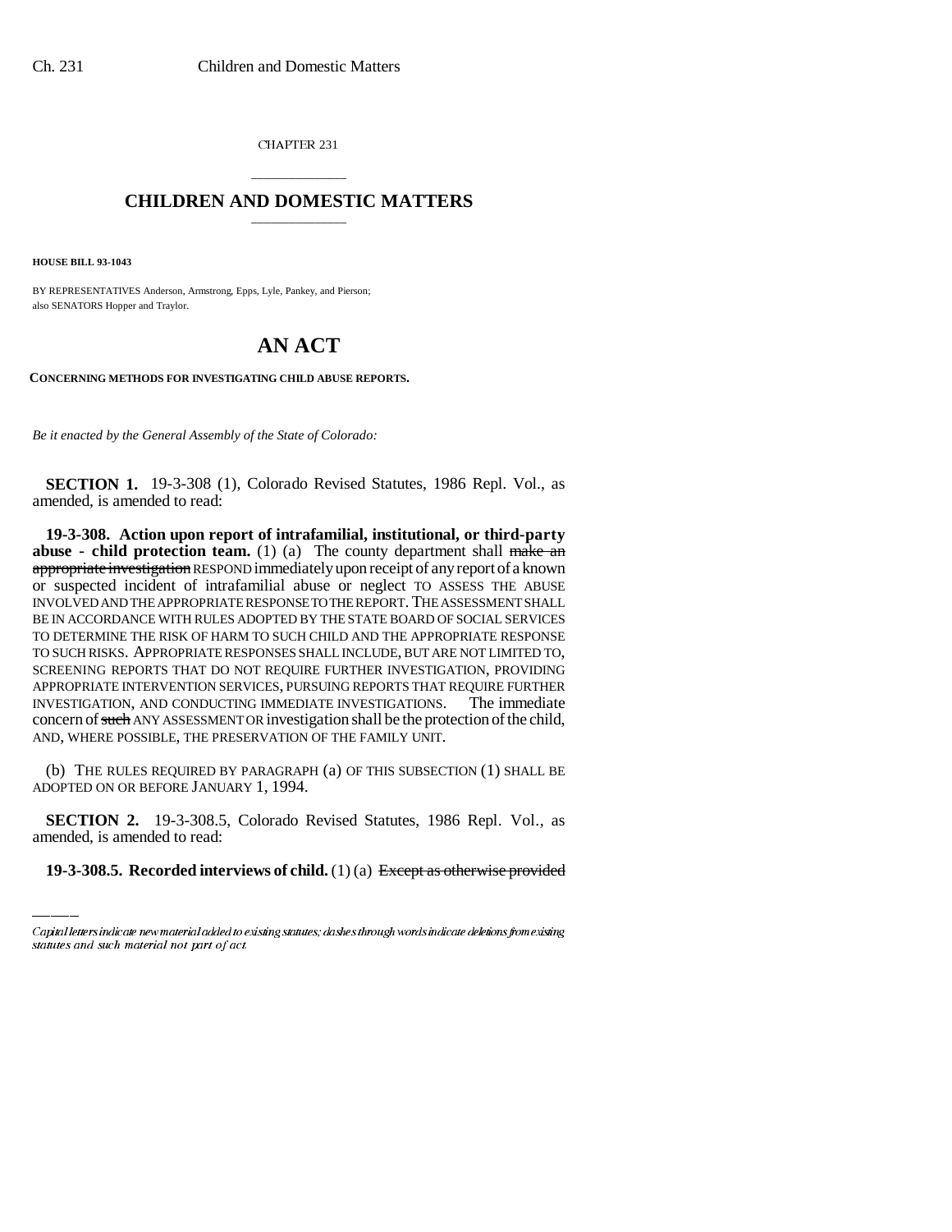CHAPTER 231

# CHILDREN AND DOMESTIC MATTERS

**HOUSE BILL 93-1043**

BY REPRESENTATIVES Anderson, Armstrong, Epps, Lyle, Pankey, and Pierson;
also SENATORS Hopper and Traylor.

# AN ACT

**CONCERNING METHODS FOR INVESTIGATING CHILD ABUSE REPORTS.**

*Be it enacted by the General Assembly of the State of Colorado:*

**SECTION 1.** 19-3-308 (1), Colorado Revised Statutes, 1986 Repl. Vol., as amended, is amended to read:

**19-3-308. Action upon report of intrafamilial, institutional, or third-party abuse - child protection team.** (1) (a) The county department shall ~~make an appropriate investigation~~ RESPOND immediately upon receipt of any report of a known or suspected incident of intrafamilial abuse or neglect TO ASSESS THE ABUSE INVOLVED AND THE APPROPRIATE RESPONSE TO THE REPORT. THE ASSESSMENT SHALL BE IN ACCORDANCE WITH RULES ADOPTED BY THE STATE BOARD OF SOCIAL SERVICES TO DETERMINE THE RISK OF HARM TO SUCH CHILD AND THE APPROPRIATE RESPONSE TO SUCH RISKS. APPROPRIATE RESPONSES SHALL INCLUDE, BUT ARE NOT LIMITED TO, SCREENING REPORTS THAT DO NOT REQUIRE FURTHER INVESTIGATION, PROVIDING APPROPRIATE INTERVENTION SERVICES, PURSUING REPORTS THAT REQUIRE FURTHER INVESTIGATION, AND CONDUCTING IMMEDIATE INVESTIGATIONS. The immediate concern of ~~such~~ ANY ASSESSMENT OR investigation shall be the protection of the child, AND, WHERE POSSIBLE, THE PRESERVATION OF THE FAMILY UNIT.

(b) THE RULES REQUIRED BY PARAGRAPH (a) OF THIS SUBSECTION (1) SHALL BE ADOPTED ON OR BEFORE JANUARY 1, 1994.

**SECTION 2.** 19-3-308.5, Colorado Revised Statutes, 1986 Repl. Vol., as amended, is amended to read:

**19-3-308.5. Recorded interviews of child.** (1) (a) ~~Except as otherwise provided~~

Capital letters indicate new material added to existing statutes; dashes through words indicate deletions from existing statutes and such material not part of act.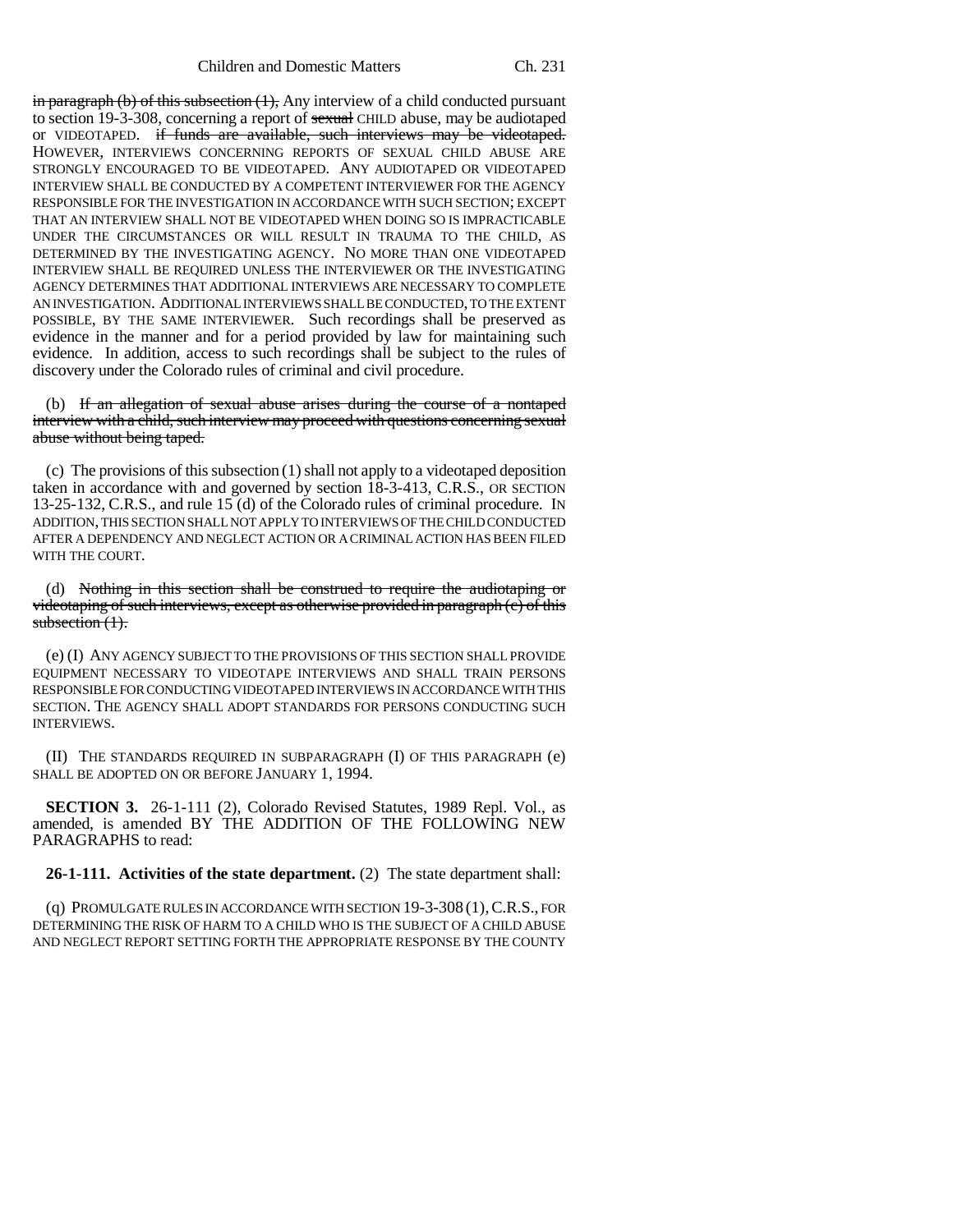in paragraph (b) of this subsection (1), Any interview of a child conducted pursuant to section 19-3-308, concerning a report of sexual CHILD abuse, may be audiotaped or VIDEOTAPED. if funds are available, such interviews may be videotaped. HOWEVER, INTERVIEWS CONCERNING REPORTS OF SEXUAL CHILD ABUSE ARE STRONGLY ENCOURAGED TO BE VIDEOTAPED. ANY AUDIOTAPED OR VIDEOTAPED INTERVIEW SHALL BE CONDUCTED BY A COMPETENT INTERVIEWER FOR THE AGENCY RESPONSIBLE FOR THE INVESTIGATION IN ACCORDANCE WITH SUCH SECTION; EXCEPT THAT AN INTERVIEW SHALL NOT BE VIDEOTAPED WHEN DOING SO IS IMPRACTICABLE UNDER THE CIRCUMSTANCES OR WILL RESULT IN TRAUMA TO THE CHILD, AS DETERMINED BY THE INVESTIGATING AGENCY. NO MORE THAN ONE VIDEOTAPED INTERVIEW SHALL BE REQUIRED UNLESS THE INTERVIEWER OR THE INVESTIGATING AGENCY DETERMINES THAT ADDITIONAL INTERVIEWS ARE NECESSARY TO COMPLETE AN INVESTIGATION. ADDITIONAL INTERVIEWS SHALL BE CONDUCTED, TO THE EXTENT POSSIBLE, BY THE SAME INTERVIEWER. Such recordings shall be preserved as evidence in the manner and for a period provided by law for maintaining such evidence. In addition, access to such recordings shall be subject to the rules of discovery under the Colorado rules of criminal and civil procedure.

(b) If an allegation of sexual abuse arises during the course of a nontaped interview with a child, such interview may proceed with questions concerning sexual abuse without being taped.

(c) The provisions of this subsection (1) shall not apply to a videotaped deposition taken in accordance with and governed by section 18-3-413, C.R.S., OR SECTION 13-25-132, C.R.S., and rule 15 (d) of the Colorado rules of criminal procedure. IN ADDITION, THIS SECTION SHALL NOT APPLY TO INTERVIEWS OF THE CHILD CONDUCTED AFTER A DEPENDENCY AND NEGLECT ACTION OR A CRIMINAL ACTION HAS BEEN FILED WITH THE COURT.

(d) Nothing in this section shall be construed to require the audiotaping or videotaping of such interviews, except as otherwise provided in paragraph (c) of this subsection (1).

(e) (I) ANY AGENCY SUBJECT TO THE PROVISIONS OF THIS SECTION SHALL PROVIDE EQUIPMENT NECESSARY TO VIDEOTAPE INTERVIEWS AND SHALL TRAIN PERSONS RESPONSIBLE FOR CONDUCTING VIDEOTAPED INTERVIEWS IN ACCORDANCE WITH THIS SECTION. THE AGENCY SHALL ADOPT STANDARDS FOR PERSONS CONDUCTING SUCH INTERVIEWS.

(II) THE STANDARDS REQUIRED IN SUBPARAGRAPH (I) OF THIS PARAGRAPH (e) SHALL BE ADOPTED ON OR BEFORE JANUARY 1, 1994.

**SECTION 3.** 26-1-111 (2), Colorado Revised Statutes, 1989 Repl. Vol., as amended, is amended BY THE ADDITION OF THE FOLLOWING NEW PARAGRAPHS to read:

**26-1-111. Activities of the state department.** (2) The state department shall:

(q) PROMULGATE RULES IN ACCORDANCE WITH SECTION 19-3-308 (1), C.R.S., FOR DETERMINING THE RISK OF HARM TO A CHILD WHO IS THE SUBJECT OF A CHILD ABUSE AND NEGLECT REPORT SETTING FORTH THE APPROPRIATE RESPONSE BY THE COUNTY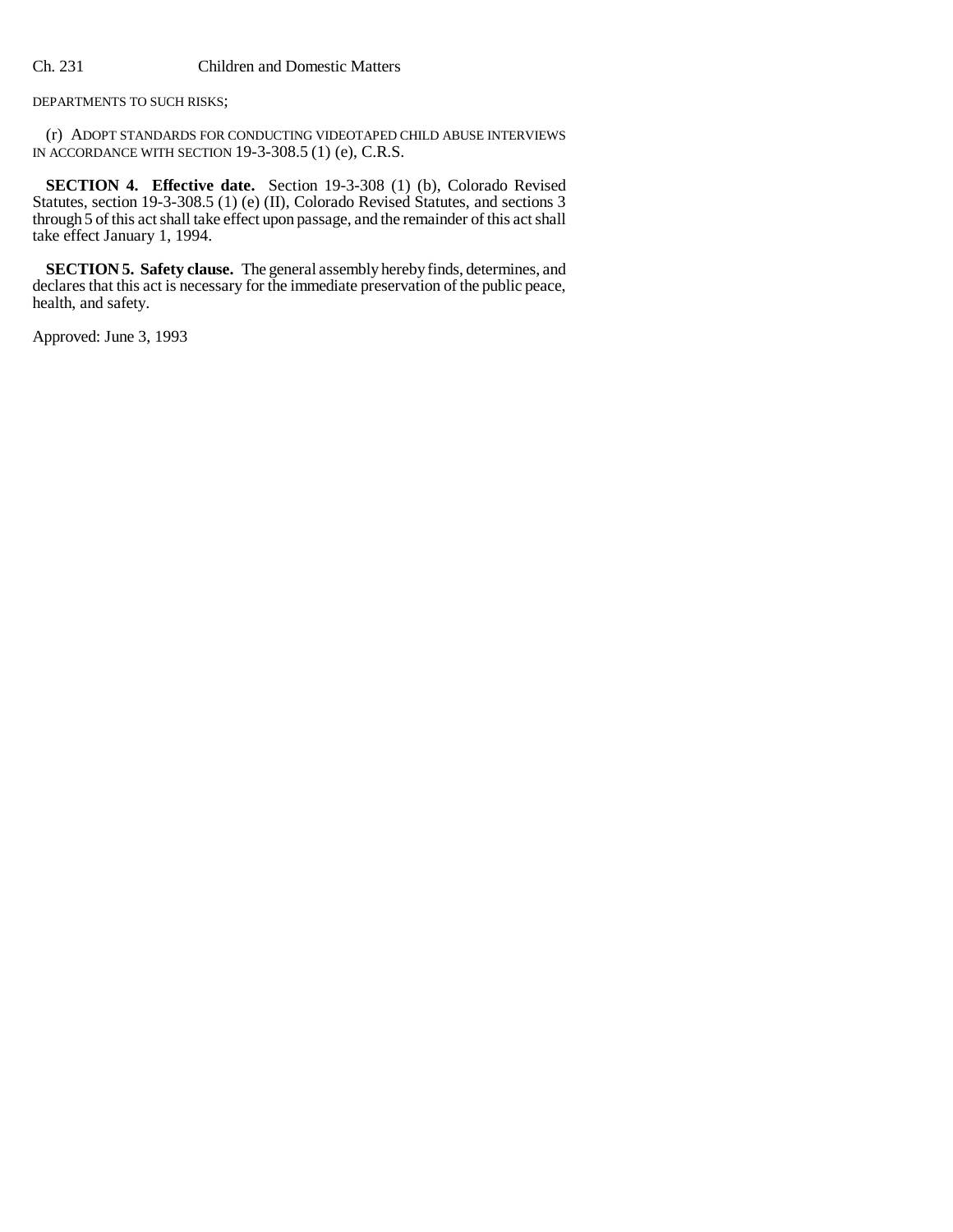DEPARTMENTS TO SUCH RISKS;

(r) ADOPT STANDARDS FOR CONDUCTING VIDEOTAPED CHILD ABUSE INTERVIEWS IN ACCORDANCE WITH SECTION 19-3-308.5 (1) (e), C.R.S.

**SECTION 4. Effective date.** Section 19-3-308 (1) (b), Colorado Revised Statutes, section 19-3-308.5 (1) (e) (II), Colorado Revised Statutes, and sections 3 through 5 of this act shall take effect upon passage, and the remainder of this act shall take effect January 1, 1994.

**SECTION 5. Safety clause.** The general assembly hereby finds, determines, and declares that this act is necessary for the immediate preservation of the public peace, health, and safety.

Approved: June 3, 1993